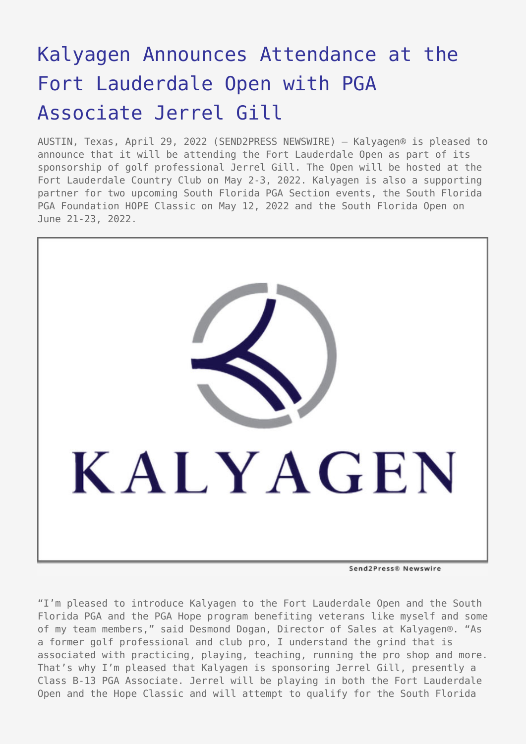# Kalyagen Announces Attendance at the Fort Lauderdale Open with PGA Associate Jerrel Gill

AUSTIN, Texas, April 29, 2022 (SEND2PRESS NEWSWIRE) — Kalyagen® is pleased to announce that it will be attending the Fort Lauderdale Open as part of its sponsorship of golf professional Jerrel Gill. The Open will be hosted at the Fort Lauderdale Country Club on May 2-3, 2022. Kalyagen is also a supporting partner for two upcoming South Florida PGA Section events, the South Florida PGA Foundation HOPE Classic on May 12, 2022 and the South Florida Open on June 21-23, 2022.

"I'm pleased to introduce Kalyagen to the Fort Lauderdale Open and the South Florida PGA and the PGA Hope program benefiting veterans like myself and some of my team members," said Desmond Dogan, Director of Sales at Kalyagen®. "As a former golf professional and club pro, I understand the grind that is associated with practicing, playing, teaching, running the pro shop and more. That's why I'm pleased that Kalyagen is sponsoring Jerrel Gill, presently a Class B-13 PGA Associate. Jerrel will be playing in both the Fort Lauderdale Open and the Hope Classic and will attempt to qualify for the South Florida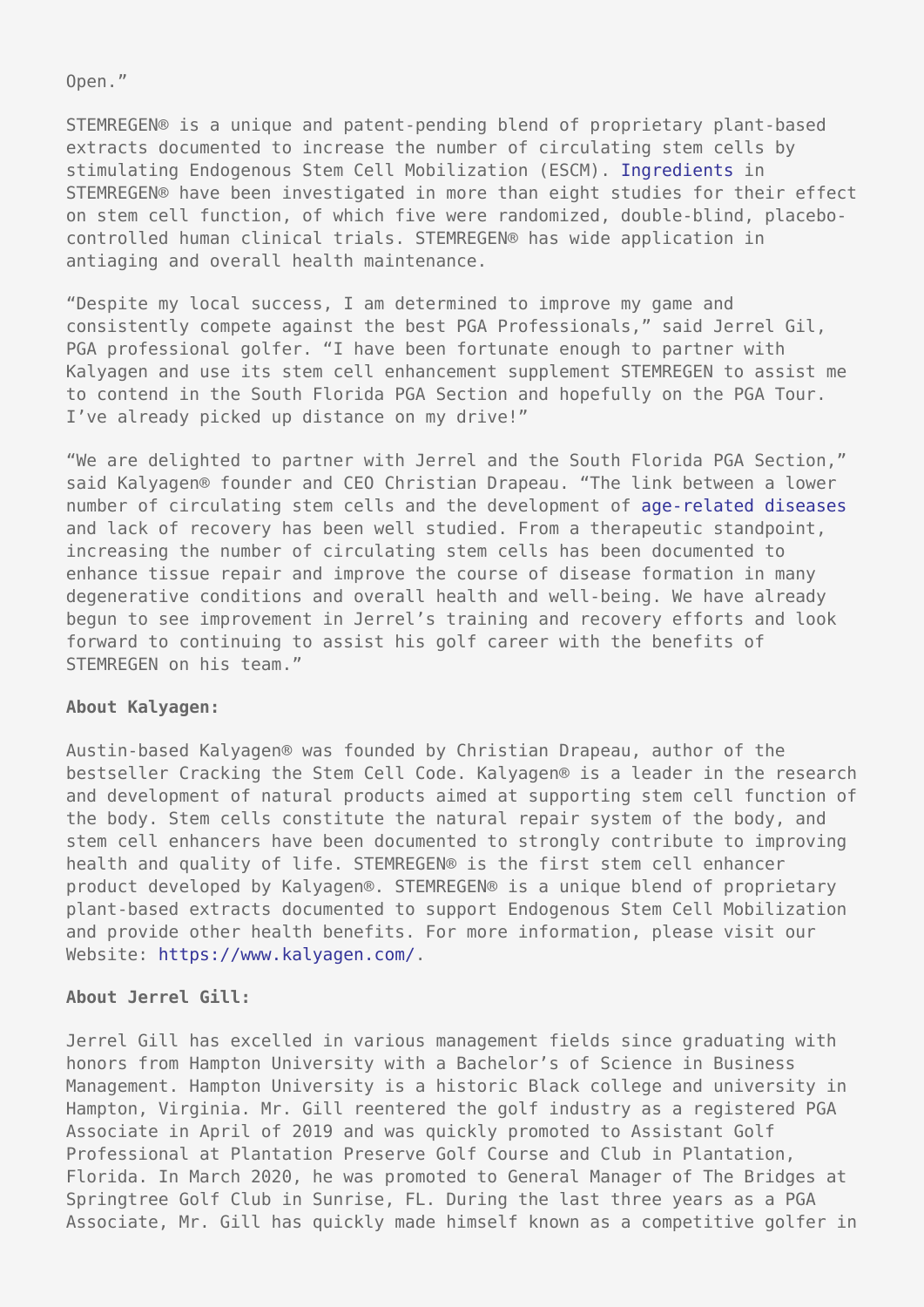Open."

STEMREGEN® is a unique and patent-pending blend of proprietary plant-based extracts documented to increase the number of circulating stem cells by stimulating Endogenous Stem Cell Mobilization (ESCM). Ingredients in STEMREGEN® have been investigated in more than eight studies for their effect on stem cell function, of which five were randomized, double-blind, placebo-controlled human clinical trials. STEMREGEN® has wide application in antiaging and overall health maintenance.

"Despite my local success, I am determined to improve my game and consistently compete against the best PGA Professionals," said Jerrel Gil, PGA professional golfer. "I have been fortunate enough to partner with Kalyagen and use its stem cell enhancement supplement STEMREGEN to assist me to contend in the South Florida PGA Section and hopefully on the PGA Tour. I've already picked up distance on my drive!"

"We are delighted to partner with Jerrel and the South Florida PGA Section," said Kalyagen® founder and CEO Christian Drapeau. "The link between a lower number of circulating stem cells and the development of age-related diseases and lack of recovery has been well studied. From a therapeutic standpoint, increasing the number of circulating stem cells has been documented to enhance tissue repair and improve the course of disease formation in many degenerative conditions and overall health and well-being. We have already begun to see improvement in Jerrel's training and recovery efforts and look forward to continuing to assist his golf career with the benefits of STEMREGEN on his team."

**About Kalyagen:**

Austin-based Kalyagen® was founded by Christian Drapeau, author of the bestseller Cracking the Stem Cell Code. Kalyagen® is a leader in the research and development of natural products aimed at supporting stem cell function of the body. Stem cells constitute the natural repair system of the body, and stem cell enhancers have been documented to strongly contribute to improving health and quality of life. STEMREGEN® is the first stem cell enhancer product developed by Kalyagen®. STEMREGEN® is a unique blend of proprietary plant-based extracts documented to support Endogenous Stem Cell Mobilization and provide other health benefits. For more information, please visit our Website: https://www.kalyagen.com/.

**About Jerrel Gill:**

Jerrel Gill has excelled in various management fields since graduating with honors from Hampton University with a Bachelor's of Science in Business Management. Hampton University is a historic Black college and university in Hampton, Virginia. Mr. Gill reentered the golf industry as a registered PGA Associate in April of 2019 and was quickly promoted to Assistant Golf Professional at Plantation Preserve Golf Course and Club in Plantation, Florida. In March 2020, he was promoted to General Manager of The Bridges at Springtree Golf Club in Sunrise, FL. During the last three years as a PGA Associate, Mr. Gill has quickly made himself known as a competitive golfer in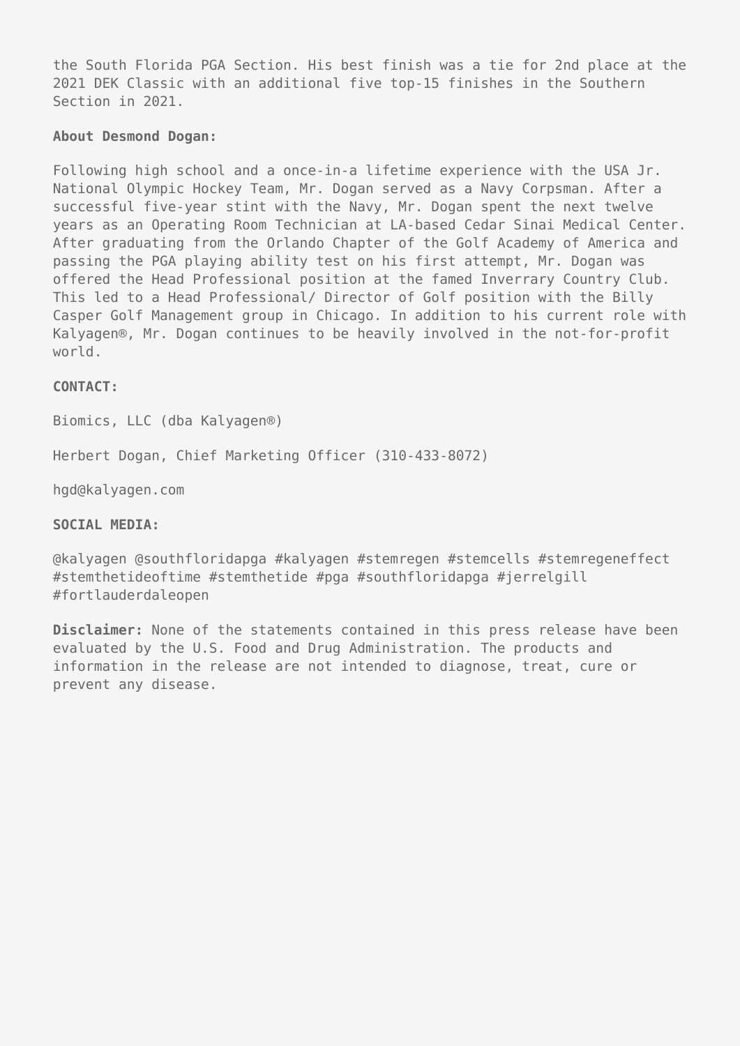the South Florida PGA Section. His best finish was a tie for 2nd place at the 2021 DEK Classic with an additional five top-15 finishes in the Southern Section in 2021.

**About Desmond Dogan:**

Following high school and a once-in-a lifetime experience with the USA Jr. National Olympic Hockey Team, Mr. Dogan served as a Navy Corpsman. After a successful five-year stint with the Navy, Mr. Dogan spent the next twelve years as an Operating Room Technician at LA-based Cedar Sinai Medical Center. After graduating from the Orlando Chapter of the Golf Academy of America and passing the PGA playing ability test on his first attempt, Mr. Dogan was offered the Head Professional position at the famed Inverrary Country Club. This led to a Head Professional/ Director of Golf position with the Billy Casper Golf Management group in Chicago. In addition to his current role with Kalyagen®, Mr. Dogan continues to be heavily involved in the not-for-profit world.

**CONTACT:**

Biomics, LLC (dba Kalyagen®)

Herbert Dogan, Chief Marketing Officer (310-433-8072)

hgd@kalyagen.com

**SOCIAL MEDIA:**

@kalyagen @southfloridapga #kalyagen #stemregen #stemcells #stemregeneffect #stemthetideoftime #stemthetide #pga #southfloridapga #jerrelgill #fortlauderdaleopen

**Disclaimer:** None of the statements contained in this press release have been evaluated by the U.S. Food and Drug Administration. The products and information in the release are not intended to diagnose, treat, cure or prevent any disease.